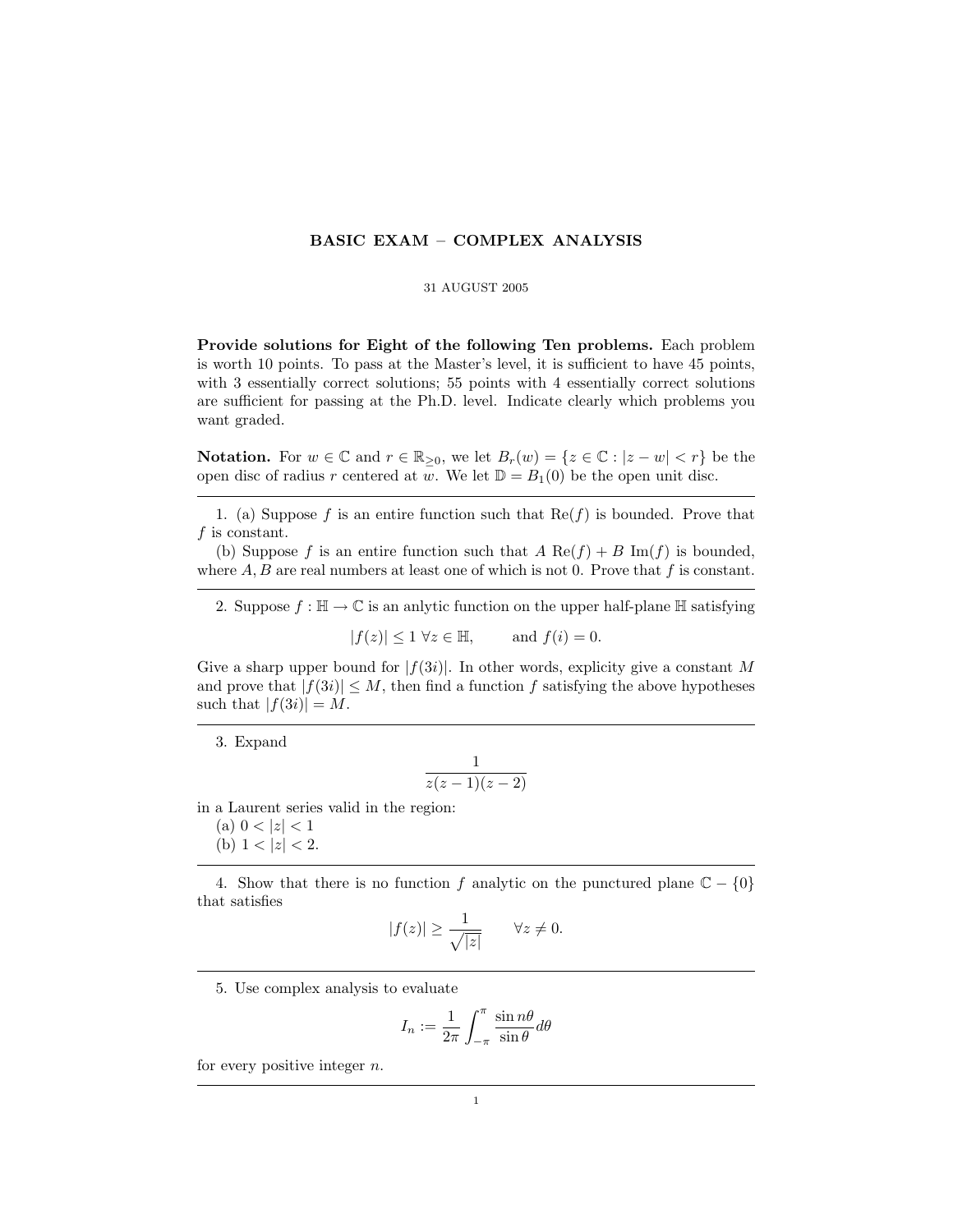# BASIC EXAM – COMPLEX ANALYSIS

31 AUGUST 2005

**Provide solutions for Eight of the following Ten problems.** Each problem is worth 10 points. To pass at the Master's level, it is sufficient to have 45 points, with 3 essentially correct solutions; 55 points with 4 essentially correct solutions are sufficient for passing at the Ph.D. level. Indicate clearly which problems you want graded.

**Notation.** For $w \in \mathbb{C}$ and $r \in \mathbb{R}_{\geq 0}$, we let $B_r(w) = \{z \in \mathbb{C} : |z - w| < r\}$ be the open disc of radius $r$ centered at $w$. We let $\mathbb{D} = B_1(0)$ be the open unit disc.

---

1. (a) Suppose $f$ is an entire function such that $\text{Re}(f)$ is bounded. Prove that $f$ is constant.

(b) Suppose $f$ is an entire function such that $A\ \text{Re}(f) + B\ \text{Im}(f)$ is bounded, where $A, B$ are real numbers at least one of which is not 0. Prove that $f$ is constant.

---

2. Suppose $f : \mathbb{H} \to \mathbb{C}$ is an anlytic function on the upper half-plane $\mathbb{H}$ satisfying

$$|f(z)| \leq 1 \ \forall z \in \mathbb{H}, \qquad \text{and } f(i) = 0.$$

Give a sharp upper bound for $|f(3i)|$. In other words, explicity give a constant $M$ and prove that $|f(3i)| \leq M$, then find a function $f$ satisfying the above hypotheses such that $|f(3i)| = M$.

---

3. Expand

$$\frac{1}{z(z-1)(z-2)}$$

in a Laurent series valid in the region:

(a) $0 < |z| < 1$

(b) $1 < |z| < 2$.

---

4. Show that there is no function $f$ analytic on the punctured plane $\mathbb{C} - \{0\}$ that satisfies

$$|f(z)| \geq \frac{1}{\sqrt{|z|}} \qquad \forall z \neq 0.$$

---

5. Use complex analysis to evaluate

$$I_n := \frac{1}{2\pi} \int_{-\pi}^{\pi} \frac{\sin n\theta}{\sin \theta} d\theta$$

for every positive integer $n$.

---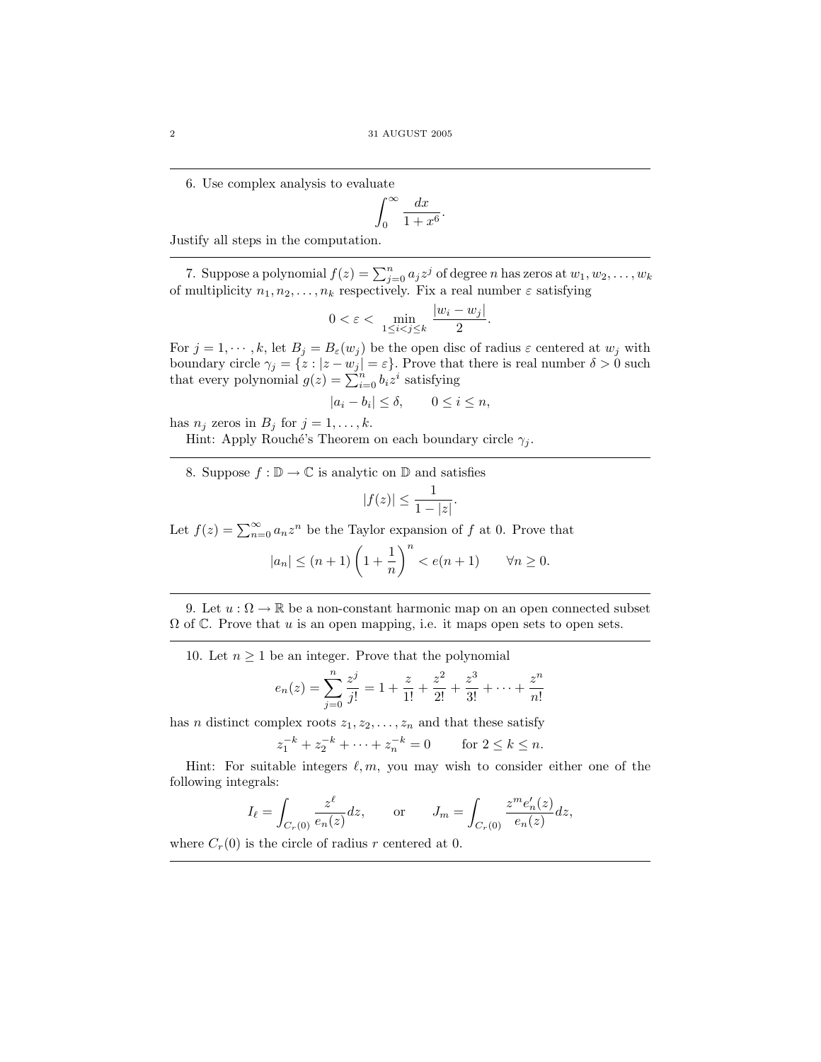6. Use complex analysis to evaluate

$$\int_0^\infty \frac{dx}{1+x^6}.$$

Justify all steps in the computation.

---

7. Suppose a polynomial $f(z) = \sum_{j=0}^n a_j z^j$ of degree $n$ has zeros at $w_1, w_2, \ldots, w_k$ of multiplicity $n_1, n_2, \ldots, n_k$ respectively. Fix a real number $\varepsilon$ satisfying

$$0 < \varepsilon < \min_{1 \le i < j \le k} \frac{|w_i - w_j|}{2}.$$

For $j = 1, \cdots, k$, let $B_j = B_\varepsilon(w_j)$ be the open disc of radius $\varepsilon$ centered at $w_j$ with boundary circle $\gamma_j = \{z : |z - w_j| = \varepsilon\}$. Prove that there is real number $\delta > 0$ such that every polynomial $g(z) = \sum_{i=0}^n b_i z^i$ satisfying

$$|a_i - b_i| \le \delta, \qquad 0 \le i \le n,$$

has $n_j$ zeros in $B_j$ for $j = 1, \ldots, k$.

Hint: Apply Rouché's Theorem on each boundary circle $\gamma_j$.

---

8. Suppose $f : \mathbb{D} \to \mathbb{C}$ is analytic on $\mathbb{D}$ and satisfies

$$|f(z)| \le \frac{1}{1 - |z|}.$$

Let $f(z) = \sum_{n=0}^\infty a_n z^n$ be the Taylor expansion of $f$ at 0. Prove that

$$|a_n| \le (n+1)\left(1 + \frac{1}{n}\right)^n < e(n+1) \qquad \forall n \ge 0.$$

---

9. Let $u : \Omega \to \mathbb{R}$ be a non-constant harmonic map on an open connected subset $\Omega$ of $\mathbb{C}$. Prove that $u$ is an open mapping, i.e. it maps open sets to open sets.

---

10. Let $n \ge 1$ be an integer. Prove that the polynomial

$$e_n(z) = \sum_{j=0}^n \frac{z^j}{j!} = 1 + \frac{z}{1!} + \frac{z^2}{2!} + \frac{z^3}{3!} + \cdots + \frac{z^n}{n!}$$

has $n$ distinct complex roots $z_1, z_2, \ldots, z_n$ and that these satisfy

$$z_1^{-k} + z_2^{-k} + \cdots + z_n^{-k} = 0 \qquad \text{for } 2 \le k \le n.$$

Hint: For suitable integers $\ell, m$, you may wish to consider either one of the following integrals:

$$I_\ell = \int_{C_r(0)} \frac{z^\ell}{e_n(z)} dz, \qquad \text{or} \qquad J_m = \int_{C_r(0)} \frac{z^m e_n'(z)}{e_n(z)} dz,$$

where $C_r(0)$ is the circle of radius $r$ centered at 0.